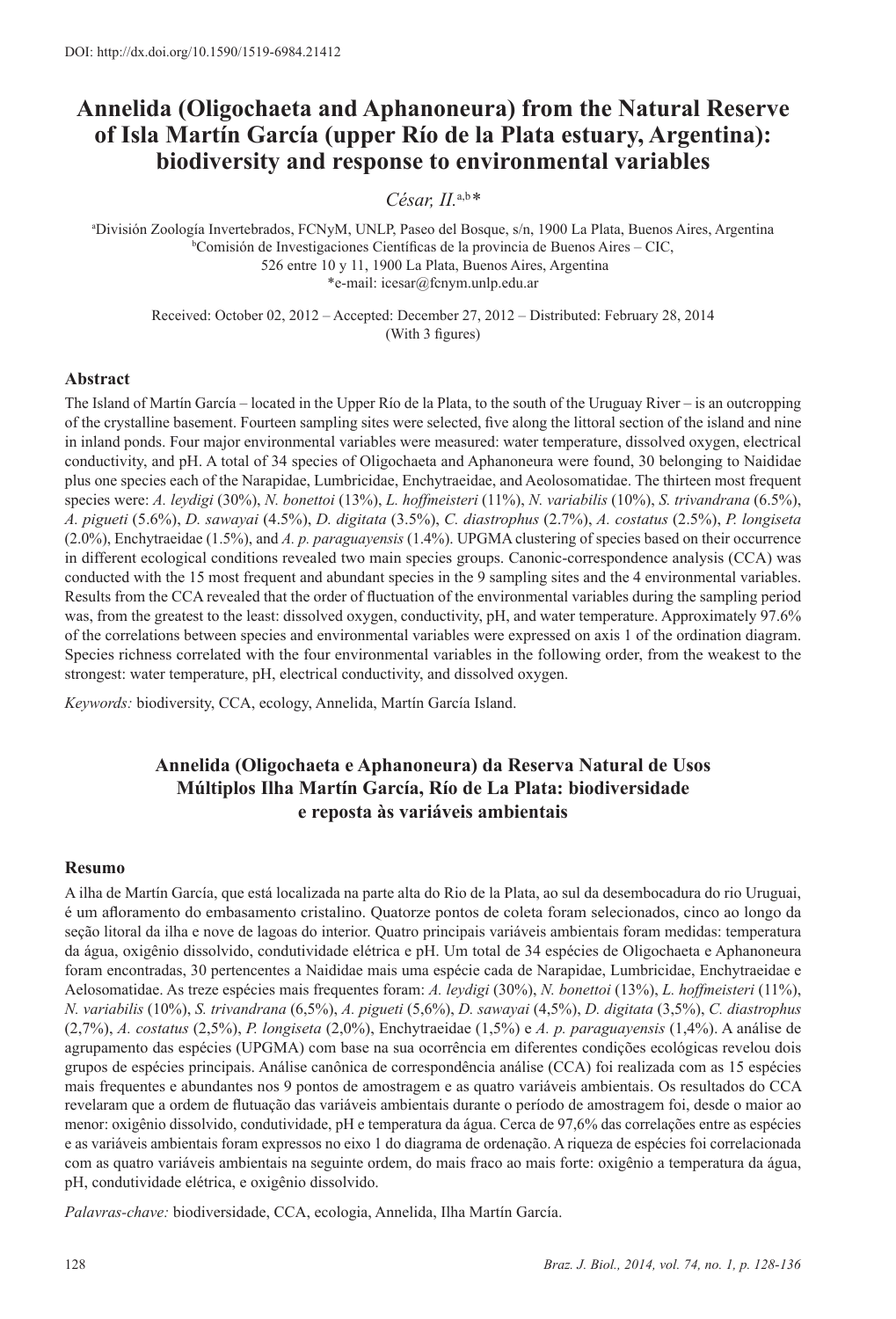DOI: http://dx.doi.org/10.1590/1519-6984.21412

# Annelida (Oligochaeta and Aphanoneura) from the Natural Reserve of Isla Martín García (upper Río de la Plata estuary, Argentina): biodiversity and response to environmental variables

*César, II.*[a,b]*

[a]División Zoología Invertebrados, FCNyM, UNLP, Paseo del Bosque, s/n, 1900 La Plata, Buenos Aires, Argentina
[b]Comisión de Investigaciones Científicas de la provincia de Buenos Aires – CIC, 526 entre 10 y 11, 1900 La Plata, Buenos Aires, Argentina
*e-mail: icesar@fcnym.unlp.edu.ar

Received: October 02, 2012 – Accepted: December 27, 2012 – Distributed: February 28, 2014
(With 3 figures)

## Abstract

The Island of Martín García – located in the Upper Río de la Plata, to the south of the Uruguay River – is an outcropping of the crystalline basement. Fourteen sampling sites were selected, five along the littoral section of the island and nine in inland ponds. Four major environmental variables were measured: water temperature, dissolved oxygen, electrical conductivity, and pH. A total of 34 species of Oligochaeta and Aphanoneura were found, 30 belonging to Naididae plus one species each of the Narapidae, Lumbricidae, Enchytraeidae, and Aeolosomatidae. The thirteen most frequent species were: *A. leydigi* (30%), *N. bonettoi* (13%), *L. hoffmeisteri* (11%), *N. variabilis* (10%), *S. trivandrana* (6.5%), *A. pigueti* (5.6%), *D. sawayai* (4.5%), *D. digitata* (3.5%), *C. diastrophus* (2.7%), *A. costatus* (2.5%), *P. longiseta* (2.0%), Enchytraeidae (1.5%), and *A. p. paraguayensis* (1.4%). UPGMA clustering of species based on their occurrence in different ecological conditions revealed two main species groups. Canonic-correspondence analysis (CCA) was conducted with the 15 most frequent and abundant species in the 9 sampling sites and the 4 environmental variables. Results from the CCA revealed that the order of fluctuation of the environmental variables during the sampling period was, from the greatest to the least: dissolved oxygen, conductivity, pH, and water temperature. Approximately 97.6% of the correlations between species and environmental variables were expressed on axis 1 of the ordination diagram. Species richness correlated with the four environmental variables in the following order, from the weakest to the strongest: water temperature, pH, electrical conductivity, and dissolved oxygen.

*Keywords:* biodiversity, CCA, ecology, Annelida, Martín García Island.

## Annelida (Oligochaeta e Aphanoneura) da Reserva Natural de Usos Múltiplos Ilha Martín García, Río de La Plata: biodiversidade e reposta às variáveis ambientais

## Resumo

A ilha de Martín García, que está localizada na parte alta do Rio de la Plata, ao sul da desembocadura do rio Uruguai, é um afloramento do embasamento cristalino. Quatorze pontos de coleta foram selecionados, cinco ao longo da seção litoral da ilha e nove de lagoas do interior. Quatro principais variáveis ambientais foram medidas: temperatura da água, oxigênio dissolvido, condutividade elétrica e pH. Um total de 34 espécies de Oligochaeta e Aphanoneura foram encontradas, 30 pertencentes a Naididae mais uma espécie cada de Narapidae, Lumbricidae, Enchytraeidae e Aelosomatidae. As treze espécies mais frequentes foram: *A. leydigi* (30%), *N. bonettoi* (13%), *L. hoffmeisteri* (11%), *N. variabilis* (10%), *S. trivandrana* (6,5%), *A. pigueti* (5,6%), *D. sawayai* (4,5%), *D. digitata* (3,5%), *C. diastrophus* (2,7%), *A. costatus* (2,5%), *P. longiseta* (2,0%), Enchytraeidae (1,5%) e *A. p. paraguayensis* (1,4%). A análise de agrupamento das espécies (UPGMA) com base na sua ocorrência em diferentes condições ecológicas revelou dois grupos de espécies principais. Análise canônica de correspondência análise (CCA) foi realizada com as 15 espécies mais frequentes e abundantes nos 9 pontos de amostragem e as quatro variáveis ambientais. Os resultados do CCA revelaram que a ordem de flutuação das variáveis ambientais durante o período de amostragem foi, desde o maior ao menor: oxigênio dissolvido, condutividade, pH e temperatura da água. Cerca de 97,6% das correlações entre as espécies e as variáveis ambientais foram expressos no eixo 1 do diagrama de ordenação. A riqueza de espécies foi correlacionada com as quatro variáveis ambientais na seguinte ordem, do mais fraco ao mais forte: oxigênio a temperatura da água, pH, condutividade elétrica, e oxigênio dissolvido.

*Palavras-chave:* biodiversidade, CCA, ecologia, Annelida, Ilha Martín García.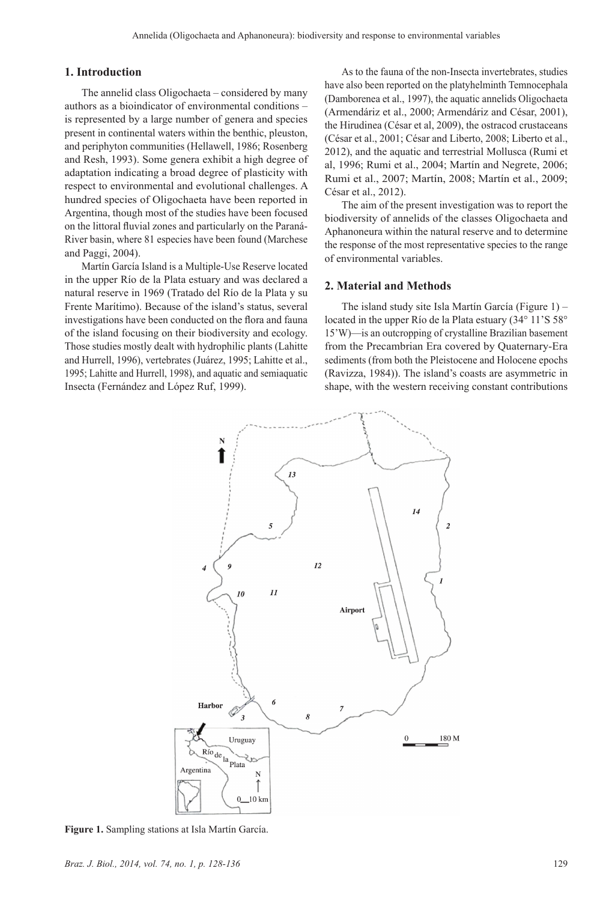## 1. Introduction

The annelid class Oligochaeta – considered by many authors as a bioindicator of environmental conditions – is represented by a large number of genera and species present in continental waters within the benthic, pleuston, and periphyton communities (Hellawell, 1986; Rosenberg and Resh, 1993). Some genera exhibit a high degree of adaptation indicating a broad degree of plasticity with respect to environmental and evolutionary challenges. A hundred species of Oligochaeta have been reported in Argentina, though most of the studies have been focused on the littoral fluvial zones and particularly on the Paraná-River basin, where 81 especies have been found (Marchese and Paggi, 2004).

Martín García Island is a Multiple-Use Reserve located in the upper Río de la Plata estuary and was declared a natural reserve in 1969 (Tratado del Río de la Plata y su Frente Marítimo). Because of the island's status, several investigations have been conducted on the flora and fauna of the island focusing on their biodiversity and ecology. Those studies mostly dealt with hydrophilic plants (Lahitte and Hurrell, 1996), vertebrates (Juárez, 1995; Lahitte et al., 1995; Lahitte and Hurrell, 1998), and aquatic and semiaquatic Insecta (Fernández and López Ruf, 1999).

As to the fauna of the non-Insecta invertebrates, studies have also been reported on the platyhelminth Temnocephala (Damborenea et al., 1997), the aquatic annelids Oligochaeta (Armendáriz et al., 2000; Armendáriz and César, 2001), the Hirudinea (César et al, 2009), the ostracod crustaceans (César et al., 2001; César and Liberto, 2008; Liberto et al., 2012), and the aquatic and terrestrial Mollusca (Rumi et al, 1996; Rumi et al., 2004; Martín and Negrete, 2006; Rumi et al., 2007; Martín, 2008; Martín et al., 2009; César et al., 2012).

The aim of the present investigation was to report the biodiversity of annelids of the classes Oligochaeta and Aphanoneura within the natural reserve and to determine the response of the most representative species to the range of environmental variables.

## 2. Material and Methods

The island study site Isla Martín García (Figure 1) – located in the upper Río de la Plata estuary (34° 11'S 58° 15'W)—is an outcropping of crystalline Brazilian basement from the Precambrian Era covered by Quaternary-Era sediments (from both the Pleistocene and Holocene epochs (Ravizza, 1984)). The island's coasts are asymmetric in shape, with the western receiving constant contributions

N

13

14

2

5

4

9

12

1

10

11

Airport

Harbor

6

7

3

8

Uruguay

Río de la Plata

Argentina

N

0 10 km

0 180 M

**Figure 1.** Sampling stations at Isla Martín García.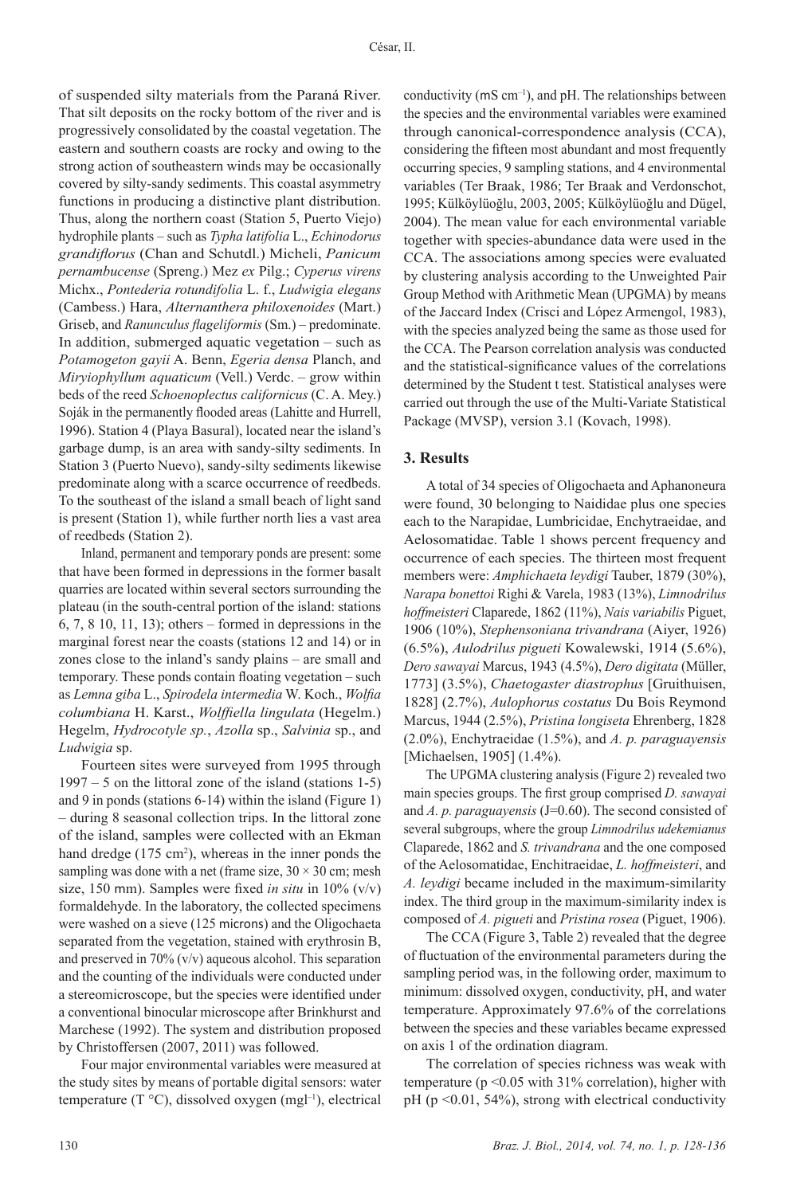of suspended silty materials from the Paraná River. That silt deposits on the rocky bottom of the river and is progressively consolidated by the coastal vegetation. The eastern and southern coasts are rocky and owing to the strong action of southeastern winds may be occasionally covered by silty-sandy sediments. This coastal asymmetry functions in producing a distinctive plant distribution. Thus, along the northern coast (Station 5, Puerto Viejo) hydrophile plants – such as *Typha latifolia* L., *Echinodorus grandiflorus* (Chan and Schutdl.) Micheli, *Panicum pernambucense* (Spreng.) Mez *ex* Pilg.; *Cyperus virens* Michx., *Pontederia rotundifolia* L. f., *Ludwigia elegans* (Cambess.) Hara, *Alternanthera philoxenoides* (Mart.) Griseb, and *Ranunculus flageliformis* (Sm.) – predominate. In addition, submerged aquatic vegetation – such as *Potamogeton gayii* A. Benn, *Egeria densa* Planch, and *Miryiophyllum aquaticum* (Vell.) Verdc. – grow within beds of the reed *Schoenoplectus californicus* (C. A. Mey.) Soják in the permanently flooded areas (Lahitte and Hurrell, 1996). Station 4 (Playa Basural), located near the island's garbage dump, is an area with sandy-silty sediments. In Station 3 (Puerto Nuevo), sandy-silty sediments likewise predominate along with a scarce occurrence of reedbeds. To the southeast of the island a small beach of light sand is present (Station 1), while further north lies a vast area of reedbeds (Station 2).

Inland, permanent and temporary ponds are present: some that have been formed in depressions in the former basalt quarries are located within several sectors surrounding the plateau (in the south-central portion of the island: stations 6, 7, 8 10, 11, 13); others – formed in depressions in the marginal forest near the coasts (stations 12 and 14) or in zones close to the inland's sandy plains – are small and temporary. These ponds contain floating vegetation – such as *Lemna giba* L., *Spirodela intermedia* W. Koch., *Wolfia columbiana* H. Karst., *Wolffiella lingulata* (Hegelm.) Hegelm, *Hydrocotyle sp.*, *Azolla* sp., *Salvinia* sp., and *Ludwigia* sp.

Fourteen sites were surveyed from 1995 through 1997 – 5 on the littoral zone of the island (stations 1-5) and 9 in ponds (stations 6-14) within the island (Figure 1) – during 8 seasonal collection trips. In the littoral zone of the island, samples were collected with an Ekman hand dredge (175 $cm^2$), whereas in the inner ponds the sampling was done with a net (frame size, 30 × 30 cm; mesh size, 150 mm). Samples were fixed *in situ* in 10% (v/v) formaldehyde. In the laboratory, the collected specimens were washed on a sieve (125 microns) and the Oligochaeta separated from the vegetation, stained with erythrosin B, and preserved in 70% (v/v) aqueous alcohol. This separation and the counting of the individuals were conducted under a stereomicroscope, but the species were identified under a conventional binocular microscope after Brinkhurst and Marchese (1992). The system and distribution proposed by Christoffersen (2007, 2011) was followed.

Four major environmental variables were measured at the study sites by means of portable digital sensors: water temperature (T °C), dissolved oxygen ($mgl^{-1}$), electrical conductivity (mS $cm^{-1}$), and pH. The relationships between the species and the environmental variables were examined through canonical-correspondence analysis (CCA), considering the fifteen most abundant and most frequently occurring species, 9 sampling stations, and 4 environmental variables (Ter Braak, 1986; Ter Braak and Verdonschot, 1995; Külköylüoğlu, 2003, 2005; Külköylüoğlu and Dügel, 2004). The mean value for each environmental variable together with species-abundance data were used in the CCA. The associations among species were evaluated by clustering analysis according to the Unweighted Pair Group Method with Arithmetic Mean (UPGMA) by means of the Jaccard Index (Crisci and López Armengol, 1983), with the species analyzed being the same as those used for the CCA. The Pearson correlation analysis was conducted and the statistical-significance values of the correlations determined by the Student t test. Statistical analyses were carried out through the use of the Multi-Variate Statistical Package (MVSP), version 3.1 (Kovach, 1998).

## 3. Results

A total of 34 species of Oligochaeta and Aphanoneura were found, 30 belonging to Naididae plus one species each to the Narapidae, Lumbricidae, Enchytraeidae, and Aelosomatidae. Table 1 shows percent frequency and occurrence of each species. The thirteen most frequent members were: *Amphichaeta leydigi* Tauber, 1879 (30%), *Narapa bonettoi* Righi & Varela, 1983 (13%), *Limnodrilus hoffmeisteri* Claparede, 1862 (11%), *Nais variabilis* Piguet, 1906 (10%), *Stephensoniana trivandrana* (Aiyer, 1926) (6.5%), *Aulodrilus pigueti* Kowalewski, 1914 (5.6%), *Dero sawayai* Marcus, 1943 (4.5%), *Dero digitata* (Müller, 1773] (3.5%), *Chaetogaster diastrophus* [Gruithuisen, 1828] (2.7%), *Aulophorus costatus* Du Bois Reymond Marcus, 1944 (2.5%), *Pristina longiseta* Ehrenberg, 1828 (2.0%), Enchytraeidae (1.5%), and *A. p. paraguayensis* [Michaelsen, 1905] (1.4%).

The UPGMA clustering analysis (Figure 2) revealed two main species groups. The first group comprised *D. sawayai* and *A. p. paraguayensis* (J=0.60). The second consisted of several subgroups, where the group *Limnodrilus udekemianus* Claparede, 1862 and *S. trivandrana* and the one composed of the Aelosomatidae, Enchitraeidae, *L. hoffmeisteri*, and *A. leydigi* became included in the maximum-similarity index. The third group in the maximum-similarity index is composed of *A. pigueti* and *Pristina rosea* (Piguet, 1906).

The CCA (Figure 3, Table 2) revealed that the degree of fluctuation of the environmental parameters during the sampling period was, in the following order, maximum to minimum: dissolved oxygen, conductivity, pH, and water temperature. Approximately 97.6% of the correlations between the species and these variables became expressed on axis 1 of the ordination diagram.

The correlation of species richness was weak with temperature ($p < 0.05$ with 31% correlation), higher with pH ($p < 0.01$, 54%), strong with electrical conductivity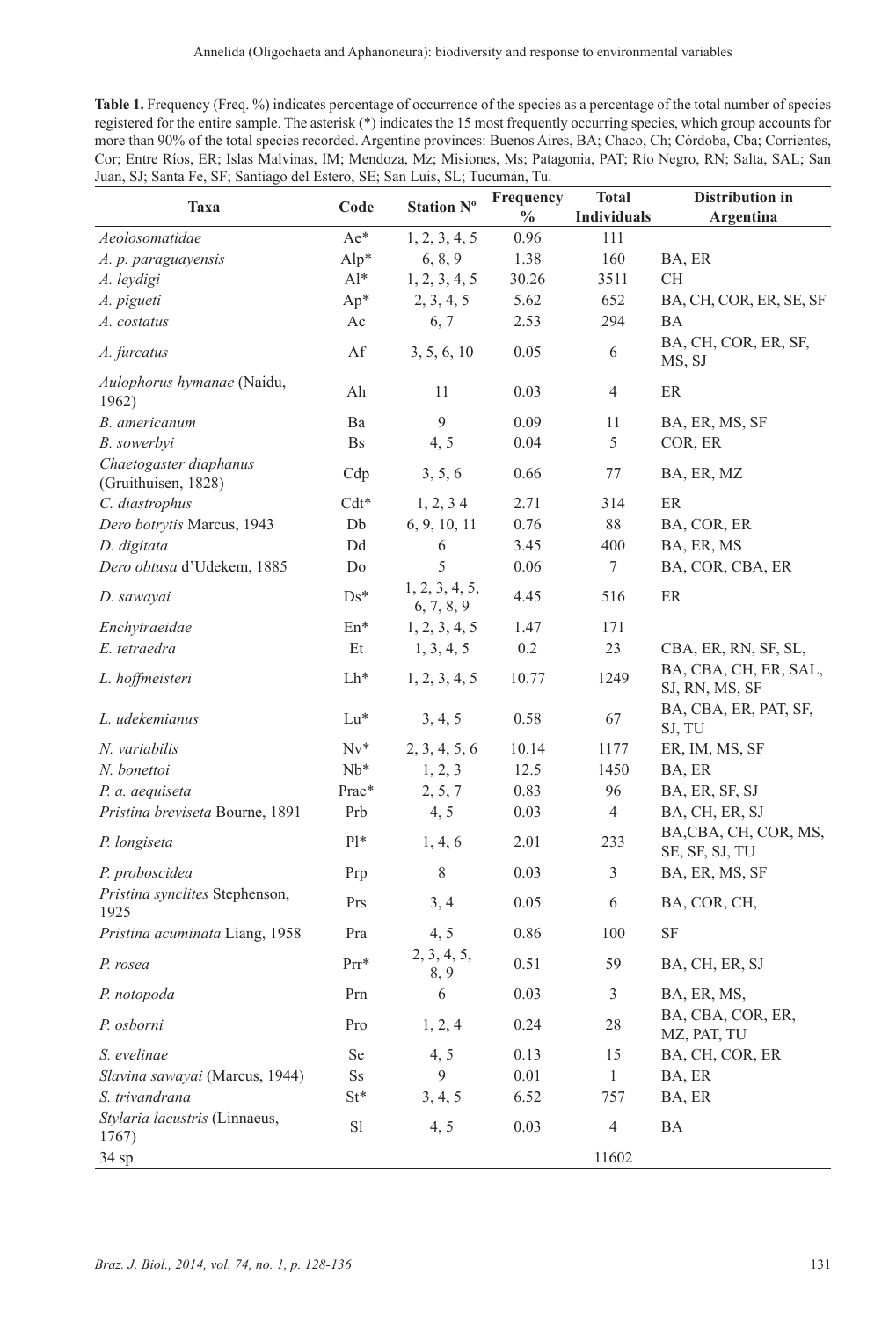**Table 1.** Frequency (Freq. %) indicates percentage of occurrence of the species as a percentage of the total number of species registered for the entire sample. The asterisk (*) indicates the 15 most frequently occurring species, which group accounts for more than 90% of the total species recorded. Argentine provinces: Buenos Aires, BA; Chaco, Ch; Córdoba, Cba; Corrientes, Cor; Entre Ríos, ER; Islas Malvinas, IM; Mendoza, Mz; Misiones, Ms; Patagonia, PAT; Río Negro, RN; Salta, SAL; San Juan, SJ; Santa Fe, SF; Santiago del Estero, SE; San Luis, SL; Tucumán, Tu.

| Taxa | Code | Station Nº | Frequency % | Total Individuals | Distribution in Argentina |
|---|---|---|---|---|---|
| *Aeolosomatidae* | Ae* | 1, 2, 3, 4, 5 | 0.96 | 111 | |
| *A. p. paraguayensis* | Alp* | 6, 8, 9 | 1.38 | 160 | BA, ER |
| *A. leydigi* | Al* | 1, 2, 3, 4, 5 | 30.26 | 3511 | CH |
| *A. pigueti* | Ap* | 2, 3, 4, 5 | 5.62 | 652 | BA, CH, COR, ER, SE, SF |
| *A. costatus* | Ac | 6, 7 | 2.53 | 294 | BA |
| *A. furcatus* | Af | 3, 5, 6, 10 | 0.05 | 6 | BA, CH, COR, ER, SF, MS, SJ |
| *Aulophorus hymanae* (Naidu, 1962) | Ah | 11 | 0.03 | 4 | ER |
| *B. americanum* | Ba | 9 | 0.09 | 11 | BA, ER, MS, SF |
| *B. sowerbyi* | Bs | 4, 5 | 0.04 | 5 | COR, ER |
| *Chaetogaster diaphanus* (Gruithuisen, 1828) | Cdp | 3, 5, 6 | 0.66 | 77 | BA, ER, MZ |
| *C. diastrophus* | Cdt* | 1, 2, 3 4 | 2.71 | 314 | ER |
| *Dero botrytis* Marcus, 1943 | Db | 6, 9, 10, 11 | 0.76 | 88 | BA, COR, ER |
| *D. digitata* | Dd | 6 | 3.45 | 400 | BA, ER, MS |
| *Dero obtusa* d'Udekem, 1885 | Do | 5 | 0.06 | 7 | BA, COR, CBA, ER |
| *D. sawayai* | Ds* | 1, 2, 3, 4, 5, 6, 7, 8, 9 | 4.45 | 516 | ER |
| *Enchytraeidae* | En* | 1, 2, 3, 4, 5 | 1.47 | 171 | |
| *E. tetraedra* | Et | 1, 3, 4, 5 | 0.2 | 23 | CBA, ER, RN, SF, SL, |
| *L. hoffmeisteri* | Lh* | 1, 2, 3, 4, 5 | 10.77 | 1249 | BA, CBA, CH, ER, SAL, SJ, RN, MS, SF |
| *L. udekemianus* | Lu* | 3, 4, 5 | 0.58 | 67 | BA, CBA, ER, PAT, SF, SJ, TU |
| *N. variabilis* | Nv* | 2, 3, 4, 5, 6 | 10.14 | 1177 | ER, IM, MS, SF |
| *N. bonettoi* | Nb* | 1, 2, 3 | 12.5 | 1450 | BA, ER |
| *P. a. aequiseta* | Prae* | 2, 5, 7 | 0.83 | 96 | BA, ER, SF, SJ |
| *Pristina breviseta* Bourne, 1891 | Prb | 4, 5 | 0.03 | 4 | BA, CH, ER, SJ |
| *P. longiseta* | Pl* | 1, 4, 6 | 2.01 | 233 | BA,CBA, CH, COR, MS, SE, SF, SJ, TU |
| *P. proboscidea* | Prp | 8 | 0.03 | 3 | BA, ER, MS, SF |
| *Pristina synclites* Stephenson, 1925 | Prs | 3, 4 | 0.05 | 6 | BA, COR, CH, |
| *Pristina acuminata* Liang, 1958 | Pra | 4, 5 | 0.86 | 100 | SF |
| *P. rosea* | Prr* | 2, 3, 4, 5, 8, 9 | 0.51 | 59 | BA, CH, ER, SJ |
| *P. notopoda* | Prn | 6 | 0.03 | 3 | BA, ER, MS, |
| *P. osborni* | Pro | 1, 2, 4 | 0.24 | 28 | BA, CBA, COR, ER, MZ, PAT, TU |
| *S. evelinae* | Se | 4, 5 | 0.13 | 15 | BA, CH, COR, ER |
| *Slavina sawayai* (Marcus, 1944) | Ss | 9 | 0.01 | 1 | BA, ER |
| *S. trivandrana* | St* | 3, 4, 5 | 6.52 | 757 | BA, ER |
| *Stylaria lacustris* (Linnaeus, 1767) | Sl | 4, 5 | 0.03 | 4 | BA |
| 34 sp | | | | 11602 | |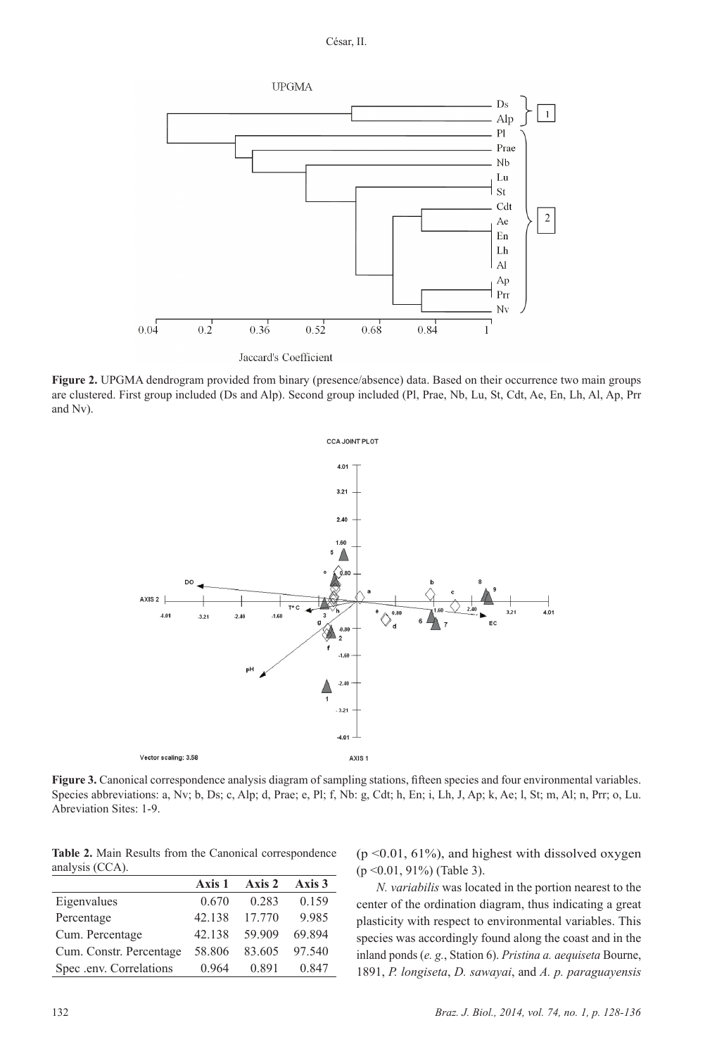**Figure 2.** UPGMA dendrogram provided from binary (presence/absence) data. Based on their occurrence two main groups are clustered. First group included (Ds and Alp). Second group included (Pl, Prae, Nb, Lu, St, Cdt, Ae, En, Lh, Al, Ap, Prr and Nv).

**Figure 3.** Canonical correspondence analysis diagram of sampling stations, fifteen species and four environmental variables. Species abbreviations: a, Nv; b, Ds; c, Alp; d, Prae; e, Pl; f, Nb: g, Cdt; h, En; i, Lh, J, Ap; k, Ae; l, St; m, Al; n, Prr; o, Lu. Abreviation Sites: 1-9.

**Table 2.** Main Results from the Canonical correspondence analysis (CCA).

| | Axis 1 | Axis 2 | Axis 3 |
|---|---|---|---|
| Eigenvalues | 0.670 | 0.283 | 0.159 |
| Percentage | 42.138 | 17.770 | 9.985 |
| Cum. Percentage | 42.138 | 59.909 | 69.894 |
| Cum. Constr. Percentage | 58.806 | 83.605 | 97.540 |
| Spec .env. Correlations | 0.964 | 0.891 | 0.847 |

($p < 0.01$, 61%), and highest with dissolved oxygen ($p < 0.01$, 91%) (Table 3).

*N. variabilis* was located in the portion nearest to the center of the ordination diagram, thus indicating a great plasticity with respect to environmental variables. This species was accordingly found along the coast and in the inland ponds (*e. g.*, Station 6). *Pristina a. aequiseta* Bourne, 1891, *P. longiseta*, *D. sawayai*, and *A. p. paraguayensis*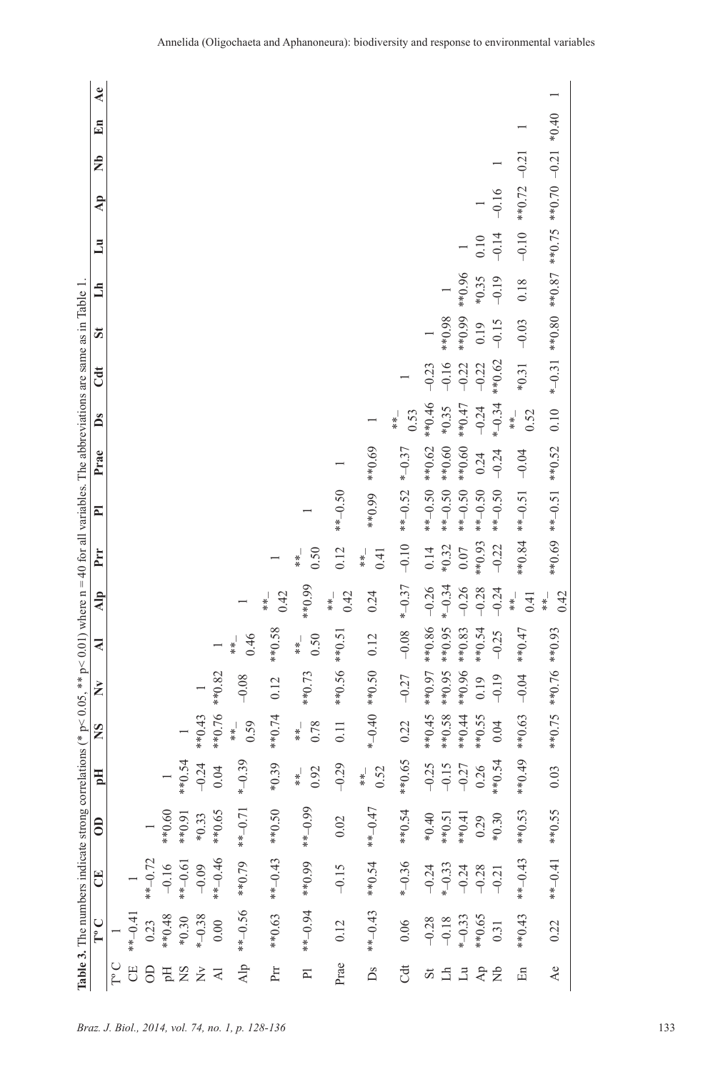**Table 3.** The numbers indicate strong correlations (* p< 0.05, ** p< 0.01) where n = 40 for all variables. The abbreviations are same as in Table 1.

| | T° C | CE | OD | pH | NS | Nv | Al | Alp | Prr | Pl | Prae | Ds | Cdt | St | Lh | Lu | Ap | Nb | En | Ae |
|---|---|---|---|---|---|---|---|---|---|---|---|---|---|---|---|---|---|---|---|---|
| T° C | 1 | | | | | | | | | | | | | | | | | | | |
| CE | **–0.41 | 1 | | | | | | | | | | | | | | | | | | |
| OD | 0.23 | **–0.72 | 1 | | | | | | | | | | | | | | | | | |
| pH | **0.48 | –0.16 | **0.60 | 1 | | | | | | | | | | | | | | | | |
| NS | *0.30 | **–0.61 | **0.91 | **0.54 | 1 | | | | | | | | | | | | | | | |
| Nv | *–0.38 | –0.09 | *0.33 | –0.24 | **0.43 | 1 | | | | | | | | | | | | | | |
| Al | 0.00 | **–0.46 | **0.65 | 0.04 | **0.76 | **0.82 | 1 | | | | | | | | | | | | | |
| Alp | **–0.56 | **0.79 | **–0.71 | *–0.39 | **–0.59 | –0.08 | **–0.46 | 1 | | | | | | | | | | | | |
| Prr | **0.63 | **–0.43 | **0.50 | *0.39 | **0.74 | 0.12 | **0.58 | **–0.42 | 1 | | | | | | | | | | | |
| Pl | **–0.94 | **0.99 | **–0.99 | **–0.92 | **–0.78 | **–0.73 | **–0.50 | **0.99 | **–0.50 | 1 | | | | | | | | | | |
| Prae | 0.12 | –0.15 | 0.02 | –0.29 | 0.11 | **0.56 | **0.51 | **–0.42 | 0.12 | **–0.50 | 1 | | | | | | | | | |
| Ds | **–0.43 | **0.54 | **–0.47 | **–0.52 | *–0.40 | **0.50 | 0.12 | 0.24 | **–0.41 | **0.99 | **0.69 | 1 | | | | | | | | |
| Cdt | 0.06 | *–0.36 | **0.54 | **0.65 | 0.22 | –0.27 | –0.08 | *–0.37 | –0.10 | **–0.52 | *–0.37 | **–0.53 | 1 | | | | | | | |
| St | –0.28 | –0.24 | *0.40 | –0.25 | **0.45 | **0.97 | **0.86 | –0.26 | 0.14 | **–0.50 | **0.62 | **0.46 | –0.23 | 1 | | | | | | |
| Lh | –0.18 | *–0.33 | **0.51 | –0.15 | **0.58 | **0.95 | **0.95 | *–0.34 | *0.32 | **–0.50 | **0.60 | *0.35 | –0.16 | **0.98 | 1 | | | | | |
| Lu | *–0.33 | –0.24 | **0.41 | –0.27 | **0.44 | **0.96 | **0.83 | –0.26 | 0.07 | **–0.50 | **0.60 | **0.47 | –0.22 | **0.99 | **0.96 | 1 | | | | |
| Ap | **0.65 | –0.28 | 0.29 | 0.26 | **0.55 | 0.19 | **0.54 | –0.28 | **0.93 | **–0.50 | 0.24 | –0.24 | –0.22 | 0.19 | *0.35 | 0.10 | 1 | | | |
| Nb | 0.31 | –0.21 | *0.30 | **0.54 | 0.04 | –0.19 | –0.25 | –0.24 | –0.22 | **–0.50 | –0.24 | *–0.34 | **0.62 | –0.15 | –0.19 | –0.14 | –0.16 | 1 | | |
| En | **0.43 | **–0.43 | **0.53 | **0.49 | **0.63 | –0.04 | **0.47 | **–0.41 | **0.84 | **–0.51 | –0.04 | **–0.52 | *0.31 | –0.03 | 0.18 | –0.10 | **0.72 | –0.21 | 1 | |
| Ae | 0.22 | **–0.41 | **0.55 | 0.03 | **0.75 | **0.76 | **0.93 | **–0.42 | **0.69 | **–0.51 | **0.52 | 0.10 | *–0.31 | **0.80 | **0.87 | **0.75 | **0.70 | –0.21 | *0.40 | 1 |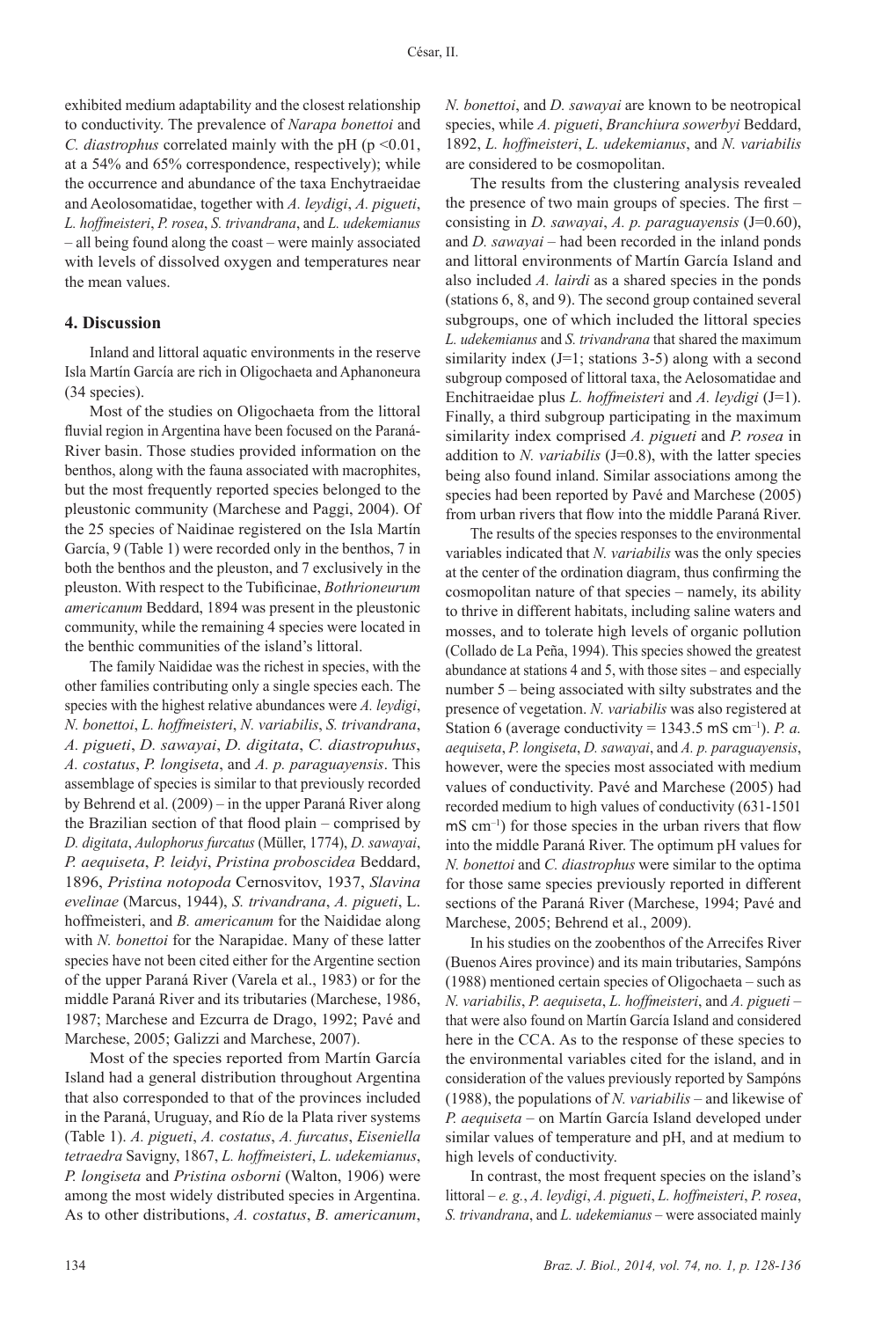exhibited medium adaptability and the closest relationship to conductivity. The prevalence of *Narapa bonettoi* and *C. diastrophus* correlated mainly with the pH ($p < 0.01$, at a 54% and 65% correspondence, respectively); while the occurrence and abundance of the taxa Enchytraeidae and Aeolosomatidae, together with *A. leydigi*, *A. pigueti*, *L. hoffmeisteri*, *P. rosea*, *S. trivandrana*, and *L. udekemianus* – all being found along the coast – were mainly associated with levels of dissolved oxygen and temperatures near the mean values.

## 4. Discussion

Inland and littoral aquatic environments in the reserve Isla Martín García are rich in Oligochaeta and Aphanoneura (34 species).

Most of the studies on Oligochaeta from the littoral fluvial region in Argentina have been focused on the Paraná-River basin. Those studies provided information on the benthos, along with the fauna associated with macrophites, but the most frequently reported species belonged to the pleustonic community (Marchese and Paggi, 2004). Of the 25 species of Naidinae registered on the Isla Martín García, 9 (Table 1) were recorded only in the benthos, 7 in both the benthos and the pleuston, and 7 exclusively in the pleuston. With respect to the Tubificinae, *Bothrioneurum americanum* Beddard, 1894 was present in the pleustonic community, while the remaining 4 species were located in the benthic communities of the island's littoral.

The family Naididae was the richest in species, with the other families contributing only a single species each. The species with the highest relative abundances were *A. leydigi*, *N. bonettoi*, *L. hoffmeisteri*, *N. variabilis*, *S. trivandrana*, *A. pigueti*, *D. sawayai*, *D. digitata*, *C. diastropuhus*, *A. costatus*, *P. longiseta*, and *A. p. paraguayensis*. This assemblage of species is similar to that previously recorded by Behrend et al. (2009) – in the upper Paraná River along the Brazilian section of that flood plain – comprised by *D. digitata*, *Aulophorus furcatus* (Müller, 1774), *D. sawayai*, *P. aequiseta*, *P. leidyi*, *Pristina proboscidea* Beddard, 1896, *Pristina notopoda* Cernosvitov, 1937, *Slavina evelinae* (Marcus, 1944), *S. trivandrana*, *A. pigueti*, L. hoffmeisteri, and *B. americanum* for the Naididae along with *N. bonettoi* for the Narapidae. Many of these latter species have not been cited either for the Argentine section of the upper Paraná River (Varela et al., 1983) or for the middle Paraná River and its tributaries (Marchese, 1986, 1987; Marchese and Ezcurra de Drago, 1992; Pavé and Marchese, 2005; Galizzi and Marchese, 2007).

Most of the species reported from Martín García Island had a general distribution throughout Argentina that also corresponded to that of the provinces included in the Paraná, Uruguay, and Río de la Plata river systems (Table 1). *A. pigueti*, *A. costatus*, *A. furcatus*, *Eiseniella tetraedra* Savigny, 1867, *L. hoffmeisteri*, *L. udekemianus*, *P. longiseta* and *Pristina osborni* (Walton, 1906) were among the most widely distributed species in Argentina. As to other distributions, *A. costatus*, *B. americanum*, *N. bonettoi*, and *D. sawayai* are known to be neotropical species, while *A. pigueti*, *Branchiura sowerbyi* Beddard, 1892, *L. hoffmeisteri*, *L. udekemianus*, and *N. variabilis* are considered to be cosmopolitan.

The results from the clustering analysis revealed the presence of two main groups of species. The first – consisting in *D. sawayai*, *A. p. paraguayensis* (J=0.60), and *D. sawayai* – had been recorded in the inland ponds and littoral environments of Martín García Island and also included *A. lairdi* as a shared species in the ponds (stations 6, 8, and 9). The second group contained several subgroups, one of which included the littoral species *L. udekemianus* and *S. trivandrana* that shared the maximum similarity index (J=1; stations 3-5) along with a second subgroup composed of littoral taxa, the Aelosomatidae and Enchitraeidae plus *L. hoffmeisteri* and *A. leydigi* (J=1). Finally, a third subgroup participating in the maximum similarity index comprised *A. pigueti* and *P. rosea* in addition to *N. variabilis* (J=0.8), with the latter species being also found inland. Similar associations among the species had been reported by Pavé and Marchese (2005) from urban rivers that flow into the middle Paraná River.

The results of the species responses to the environmental variables indicated that *N. variabilis* was the only species at the center of the ordination diagram, thus confirming the cosmopolitan nature of that species – namely, its ability to thrive in different habitats, including saline waters and mosses, and to tolerate high levels of organic pollution (Collado de La Peña, 1994). This species showed the greatest abundance at stations 4 and 5, with those sites – and especially number 5 – being associated with silty substrates and the presence of vegetation. *N. variabilis* was also registered at Station 6 (average conductivity = 1343.5 mS cm$^{-1}$). *P. a. aequiseta*, *P. longiseta*, *D. sawayai*, and *A. p. paraguayensis*, however, were the species most associated with medium values of conductivity. Pavé and Marchese (2005) had recorded medium to high values of conductivity (631-1501 mS cm$^{-1}$) for those species in the urban rivers that flow into the middle Paraná River. The optimum pH values for *N. bonettoi* and *C. diastrophus* were similar to the optima for those same species previously reported in different sections of the Paraná River (Marchese, 1994; Pavé and Marchese, 2005; Behrend et al., 2009).

In his studies on the zoobenthos of the Arrecifes River (Buenos Aires province) and its main tributaries, Sampóns (1988) mentioned certain species of Oligochaeta – such as *N. variabilis*, *P. aequiseta*, *L. hoffmeisteri*, and *A. pigueti* – that were also found on Martín García Island and considered here in the CCA. As to the response of these species to the environmental variables cited for the island, and in consideration of the values previously reported by Sampóns (1988), the populations of *N. variabilis* – and likewise of *P. aequiseta* – on Martín García Island developed under similar values of temperature and pH, and at medium to high levels of conductivity.

In contrast, the most frequent species on the island's littoral – *e. g.*, *A. leydigi*, *A. pigueti*, *L. hoffmeisteri*, *P. rosea*, *S. trivandrana*, and *L. udekemianus* – were associated mainly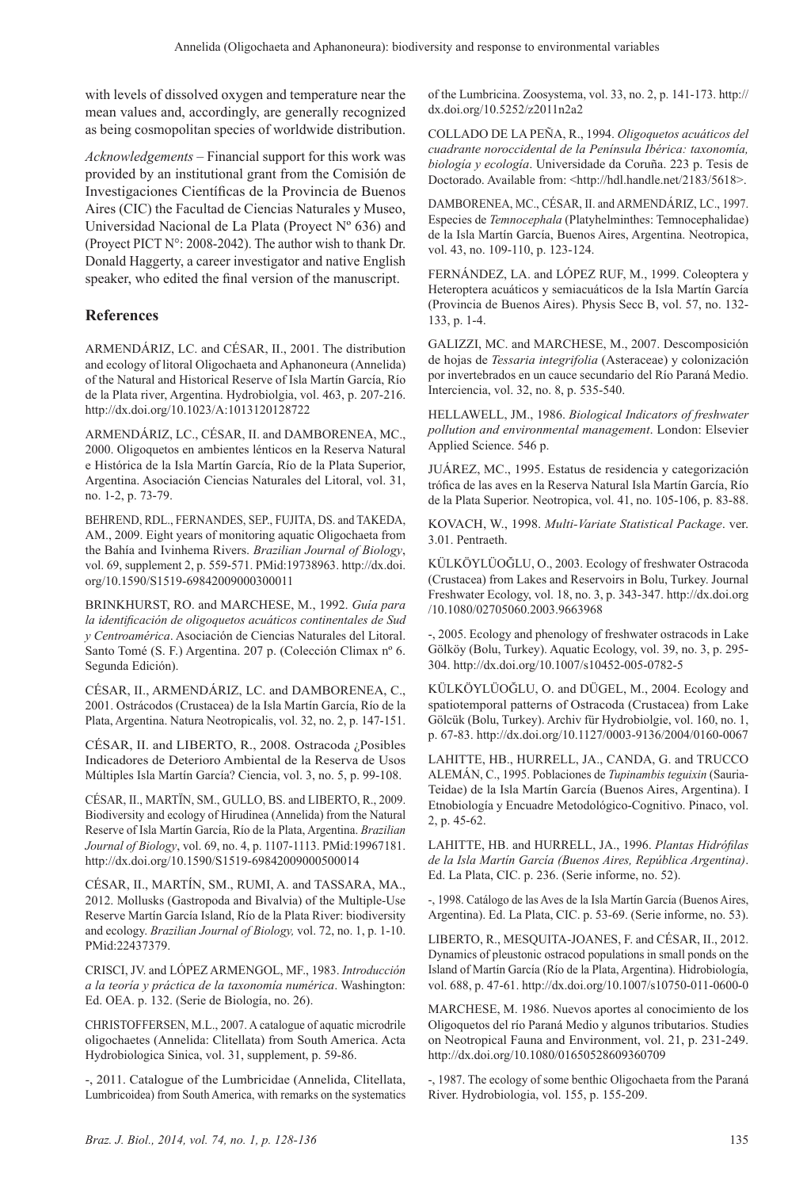with levels of dissolved oxygen and temperature near the mean values and, accordingly, are generally recognized as being cosmopolitan species of worldwide distribution.

*Acknowledgements* – Financial support for this work was provided by an institutional grant from the Comisión de Investigaciones Científicas de la Provincia de Buenos Aires (CIC) the Facultad de Ciencias Naturales y Museo, Universidad Nacional de La Plata (Proyect Nº 636) and (Proyect PICT N°: 2008-2042). The author wish to thank Dr. Donald Haggerty, a career investigator and native English speaker, who edited the final version of the manuscript.

## References

ARMENDÁRIZ, LC. and CÉSAR, II., 2001. The distribution and ecology of litoral Oligochaeta and Aphanoneura (Annelida) of the Natural and Historical Reserve of Isla Martín García, Río de la Plata river, Argentina. Hydrobiolgia, vol. 463, p. 207-216. http://dx.doi.org/10.1023/A:1013120128722

ARMENDÁRIZ, LC., CÉSAR, II. and DAMBORENEA, MC., 2000. Oligoquetos en ambientes lénticos en la Reserva Natural e Histórica de la Isla Martín García, Río de la Plata Superior, Argentina. Asociación Ciencias Naturales del Litoral, vol. 31, no. 1-2, p. 73-79.

BEHREND, RDL., FERNANDES, SEP., FUJITA, DS. and TAKEDA, AM., 2009. Eight years of monitoring aquatic Oligochaeta from the Bahía and Ivinhema Rivers. *Brazilian Journal of Biology*, vol. 69, supplement 2, p. 559-571. PMid:19738963. http://dx.doi.org/10.1590/S1519-69842009000300011

BRINKHURST, RO. and MARCHESE, M., 1992. *Guía para la identificación de oligoquetos acuáticos continentales de Sud y Centroamérica*. Asociación de Ciencias Naturales del Litoral. Santo Tomé (S. F.) Argentina. 207 p. (Colección Climax nº 6. Segunda Edición).

CÉSAR, II., ARMENDÁRIZ, LC. and DAMBORENEA, C., 2001. Ostrácodos (Crustacea) de la Isla Martín García, Río de la Plata, Argentina. Natura Neotropicalis, vol. 32, no. 2, p. 147-151.

CÉSAR, II. and LIBERTO, R., 2008. Ostracoda ¿Posibles Indicadores de Deterioro Ambiental de la Reserva de Usos Múltiples Isla Martín García? Ciencia, vol. 3, no. 5, p. 99-108.

CÉSAR, II., MARTÏN, SM., GULLO, BS. and LIBERTO, R., 2009. Biodiversity and ecology of Hirudinea (Annelida) from the Natural Reserve of Isla Martín García, Río de la Plata, Argentina. *Brazilian Journal of Biology*, vol. 69, no. 4, p. 1107-1113. PMid:19967181. http://dx.doi.org/10.1590/S1519-69842009000500014

CÉSAR, II., MARTÍN, SM., RUMI, A. and TASSARA, MA., 2012. Mollusks (Gastropoda and Bivalvia) of the Multiple-Use Reserve Martín García Island, Río de la Plata River: biodiversity and ecology. *Brazilian Journal of Biology,* vol. 72, no. 1, p. 1-10. PMid:22437379.

CRISCI, JV. and LÓPEZ ARMENGOL, MF., 1983. *Introducción a la teoría y práctica de la taxonomía numérica*. Washington: Ed. OEA. p. 132. (Serie de Biología, no. 26).

CHRISTOFFERSEN, M.L., 2007. A catalogue of aquatic microdrile oligochaetes (Annelida: Clitellata) from South America. Acta Hydrobiologica Sinica, vol. 31, supplement, p. 59-86.

-, 2011. Catalogue of the Lumbricidae (Annelida, Clitellata, Lumbricoidea) from South America, with remarks on the systematics of the Lumbricina. Zoosystema, vol. 33, no. 2, p. 141-173. http://dx.doi.org/10.5252/z2011n2a2

COLLADO DE LA PEÑA, R., 1994. *Oligoquetos acuáticos del cuadrante noroccidental de la Península Ibérica: taxonomía, biología y ecología*. Universidade da Coruña. 223 p. Tesis de Doctorado. Available from: <http://hdl.handle.net/2183/5618>.

DAMBORENEA, MC., CÉSAR, II. and ARMENDÁRIZ, LC., 1997. Especies de *Temnocephala* (Platyhelminthes: Temnocephalidae) de la Isla Martín García, Buenos Aires, Argentina. Neotropica, vol. 43, no. 109-110, p. 123-124.

FERNÁNDEZ, LA. and LÓPEZ RUF, M., 1999. Coleoptera y Heteroptera acuáticos y semiacuáticos de la Isla Martín García (Provincia de Buenos Aires). Physis Secc B, vol. 57, no. 132-133, p. 1-4.

GALIZZI, MC. and MARCHESE, M., 2007. Descomposición de hojas de *Tessaria integrifolia* (Asteraceae) y colonización por invertebrados en un cauce secundario del Río Paraná Medio. Interciencia, vol. 32, no. 8, p. 535-540.

HELLAWELL, JM., 1986. *Biological Indicators of freshwater pollution and environmental management*. London: Elsevier Applied Science. 546 p.

JUÁREZ, MC., 1995. Estatus de residencia y categorización trófica de las aves en la Reserva Natural Isla Martín García, Río de la Plata Superior. Neotropica, vol. 41, no. 105-106, p. 83-88.

KOVACH, W., 1998. *Multi-Variate Statistical Package*. ver. 3.01. Pentraeth.

KÜLKÖYLÜOĞLU, O., 2003. Ecology of freshwater Ostracoda (Crustacea) from Lakes and Reservoirs in Bolu, Turkey. Journal Freshwater Ecology, vol. 18, no. 3, p. 343-347. http://dx.doi.org/10.1080/02705060.2003.9663968

-, 2005. Ecology and phenology of freshwater ostracods in Lake Gölköy (Bolu, Turkey). Aquatic Ecology, vol. 39, no. 3, p. 295-304. http://dx.doi.org/10.1007/s10452-005-0782-5

KÜLKÖYLÜOĞLU, O. and DÜGEL, M., 2004. Ecology and spatiotemporal patterns of Ostracoda (Crustacea) from Lake Gölcük (Bolu, Turkey). Archiv für Hydrobiolgie, vol. 160, no. 1, p. 67-83. http://dx.doi.org/10.1127/0003-9136/2004/0160-0067

LAHITTE, HB., HURRELL, JA., CANDA, G. and TRUCCO ALEMÁN, C., 1995. Poblaciones de *Tupinambis teguixin* (Sauria-Teidae) de la Isla Martín García (Buenos Aires, Argentina). I Etnobiología y Encuadre Metodológico-Cognitivo. Pinaco, vol. 2, p. 45-62.

LAHITTE, HB. and HURRELL, JA., 1996. *Plantas Hidrófilas de la Isla Martín García (Buenos Aires, República Argentina)*. Ed. La Plata, CIC. p. 236. (Serie informe, no. 52).

-, 1998. Catálogo de las Aves de la Isla Martín García (Buenos Aires, Argentina). Ed. La Plata, CIC. p. 53-69. (Serie informe, no. 53).

LIBERTO, R., MESQUITA-JOANES, F. and CÉSAR, II., 2012. Dynamics of pleustonic ostracod populations in small ponds on the Island of Martín García (Río de la Plata, Argentina). Hidrobiología, vol. 688, p. 47-61. http://dx.doi.org/10.1007/s10750-011-0600-0

MARCHESE, M. 1986. Nuevos aportes al conocimiento de los Oligoquetos del río Paraná Medio y algunos tributarios. Studies on Neotropical Fauna and Environment, vol. 21, p. 231-249. http://dx.doi.org/10.1080/01650528609360709

-, 1987. The ecology of some benthic Oligochaeta from the Paraná River. Hydrobiologia, vol. 155, p. 155-209.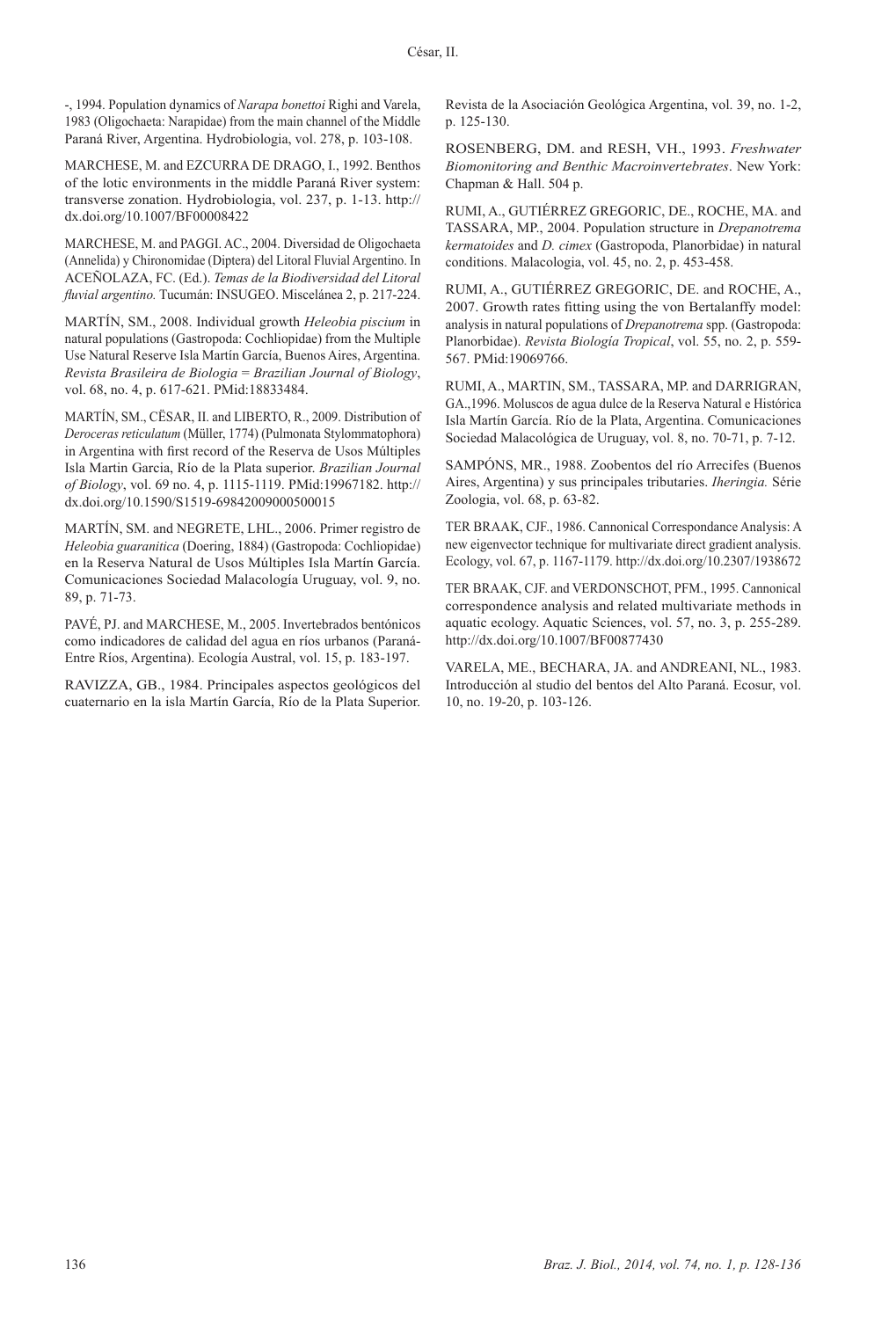-, 1994. Population dynamics of *Narapa bonettoi* Righi and Varela, 1983 (Oligochaeta: Narapidae) from the main channel of the Middle Paraná River, Argentina. Hydrobiologia, vol. 278, p. 103-108.

MARCHESE, M. and EZCURRA DE DRAGO, I., 1992. Benthos of the lotic environments in the middle Paraná River system: transverse zonation. Hydrobiologia, vol. 237, p. 1-13. http://dx.doi.org/10.1007/BF00008422

MARCHESE, M. and PAGGI. AC., 2004. Diversidad de Oligochaeta (Annelida) y Chironomidae (Diptera) del Litoral Fluvial Argentino. In ACEÑOLAZA, FC. (Ed.). *Temas de la Biodiversidad del Litoral fluvial argentino.* Tucumán: INSUGEO. Miscelánea 2, p. 217-224.

MARTÍN, SM., 2008. Individual growth *Heleobia piscium* in natural populations (Gastropoda: Cochliopidae) from the Multiple Use Natural Reserve Isla Martín García, Buenos Aires, Argentina. *Revista Brasileira de Biologia = Brazilian Journal of Biology*, vol. 68, no. 4, p. 617-621. PMid:18833484.

MARTÍN, SM., CËSAR, II. and LIBERTO, R., 2009. Distribution of *Deroceras reticulatum* (Müller, 1774) (Pulmonata Stylommatophora) in Argentina with first record of the Reserva de Usos Múltiples Isla Martin Garcia, Río de la Plata superior. *Brazilian Journal of Biology*, vol. 69 no. 4, p. 1115-1119. PMid:19967182. http://dx.doi.org/10.1590/S1519-69842009000500015

MARTÍN, SM. and NEGRETE, LHL., 2006. Primer registro de *Heleobia guaranitica* (Doering, 1884) (Gastropoda: Cochliopidae) en la Reserva Natural de Usos Múltiples Isla Martín García. Comunicaciones Sociedad Malacología Uruguay, vol. 9, no. 89, p. 71-73.

PAVÉ, PJ. and MARCHESE, M., 2005. Invertebrados bentónicos como indicadores de calidad del agua en ríos urbanos (Paraná-Entre Ríos, Argentina). Ecología Austral, vol. 15, p. 183-197.

RAVIZZA, GB., 1984. Principales aspectos geológicos del cuaternario en la isla Martín García, Río de la Plata Superior. Revista de la Asociación Geológica Argentina, vol. 39, no. 1-2, p. 125-130.

ROSENBERG, DM. and RESH, VH., 1993. *Freshwater Biomonitoring and Benthic Macroinvertebrates*. New York: Chapman & Hall. 504 p.

RUMI, A., GUTIÉRREZ GREGORIC, DE., ROCHE, MA. and TASSARA, MP., 2004. Population structure in *Drepanotrema kermatoides* and *D. cimex* (Gastropoda, Planorbidae) in natural conditions. Malacologia, vol. 45, no. 2, p. 453-458.

RUMI, A., GUTIÉRREZ GREGORIC, DE. and ROCHE, A., 2007. Growth rates fitting using the von Bertalanffy model: analysis in natural populations of *Drepanotrema* spp. (Gastropoda: Planorbidae). *Revista Biología Tropical*, vol. 55, no. 2, p. 559-567. PMid:19069766.

RUMI, A., MARTIN, SM., TASSARA, MP. and DARRIGRAN, GA.,1996. Moluscos de agua dulce de la Reserva Natural e Histórica Isla Martín García. Río de la Plata, Argentina. Comunicaciones Sociedad Malacológica de Uruguay, vol. 8, no. 70-71, p. 7-12.

SAMPÓNS, MR., 1988. Zoobentos del río Arrecifes (Buenos Aires, Argentina) y sus principales tributaries. *Iheringia.* Série Zoologia, vol. 68, p. 63-82.

TER BRAAK, CJF., 1986. Cannonical Correspondance Analysis: A new eigenvector technique for multivariate direct gradient analysis. Ecology, vol. 67, p. 1167-1179. http://dx.doi.org/10.2307/1938672

TER BRAAK, CJF. and VERDONSCHOT, PFM., 1995. Cannonical correspondence analysis and related multivariate methods in aquatic ecology. Aquatic Sciences, vol. 57, no. 3, p. 255-289. http://dx.doi.org/10.1007/BF00877430

VARELA, ME., BECHARA, JA. and ANDREANI, NL., 1983. Introducción al studio del bentos del Alto Paraná. Ecosur, vol. 10, no. 19-20, p. 103-126.